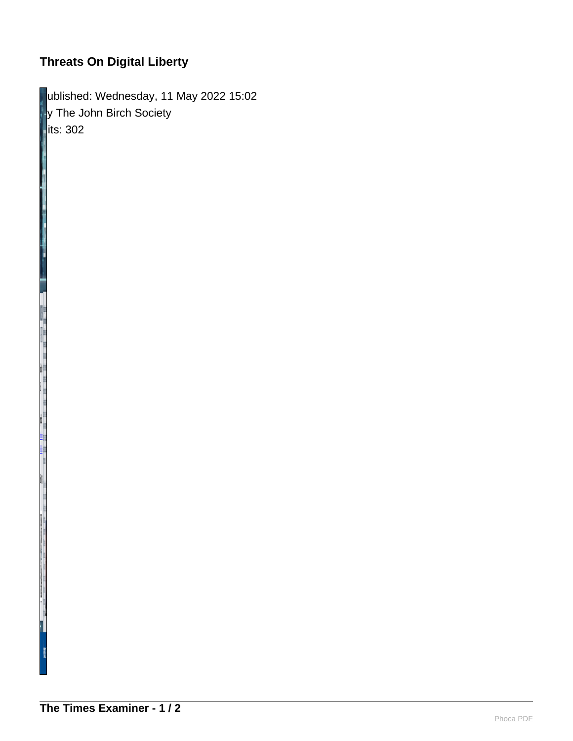# Threats On Digital Liberty

ublished: Wednesday, 11 May 2022 15:02
y The John Birch Society
its: 302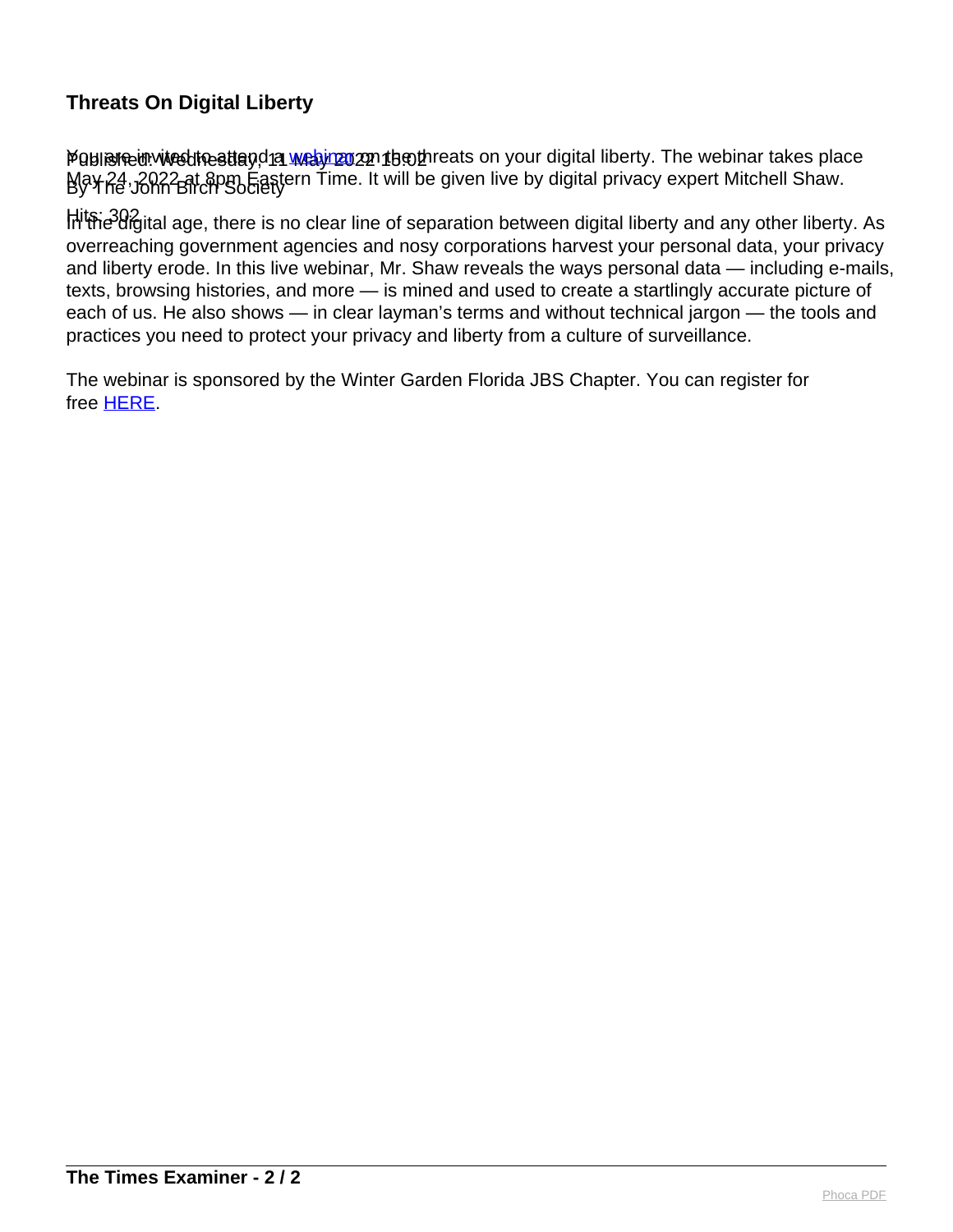### Threats On Digital Liberty

Published: Wednesday, 11 May 2022 15:02
By The John Birch Society
Hits: 302

You are invited to attend a webinar on the threats on your digital liberty. The webinar takes place May 24, 2022 at 8pm Eastern Time. It will be given live by digital privacy expert Mitchell Shaw.

In the digital age, there is no clear line of separation between digital liberty and any other liberty. As overreaching government agencies and nosy corporations harvest your personal data, your privacy and liberty erode. In this live webinar, Mr. Shaw reveals the ways personal data — including e-mails, texts, browsing histories, and more — is mined and used to create a startlingly accurate picture of each of us. He also shows — in clear layman's terms and without technical jargon — the tools and practices you need to protect your privacy and liberty from a culture of surveillance.

The webinar is sponsored by the Winter Garden Florida JBS Chapter. You can register for free HERE.